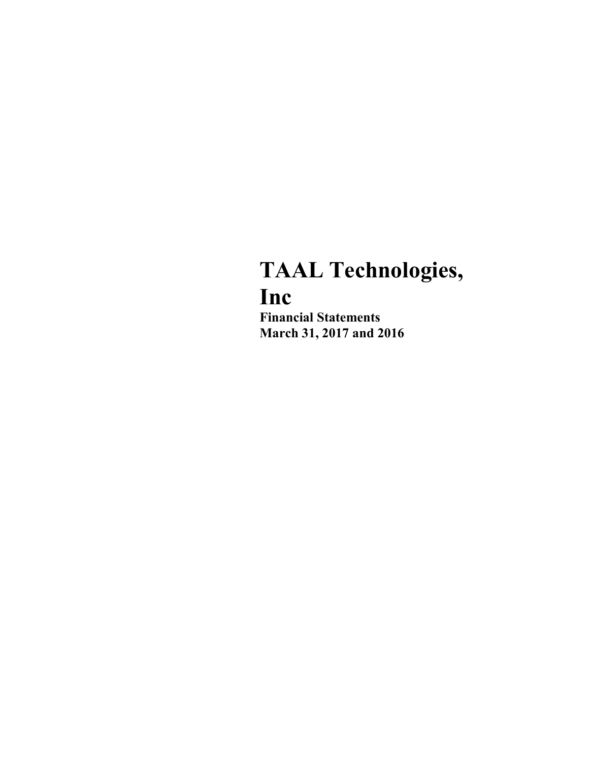# TAAL Technologies, Inc

**Financial Statements**
**March 31, 2017 and 2016**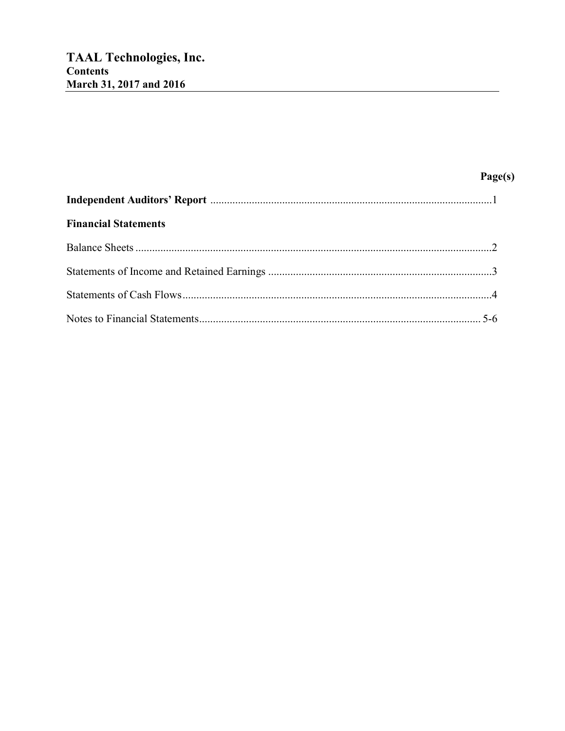# TAAL Technologies, Inc.
## Contents
## March 31, 2017 and 2016

| | Page(s) |
|---|---|
| **Independent Auditors' Report** | 1 |
| **Financial Statements** | |
| Balance Sheets | 2 |
| Statements of Income and Retained Earnings | 3 |
| Statements of Cash Flows | 4 |
| Notes to Financial Statements | 5-6 |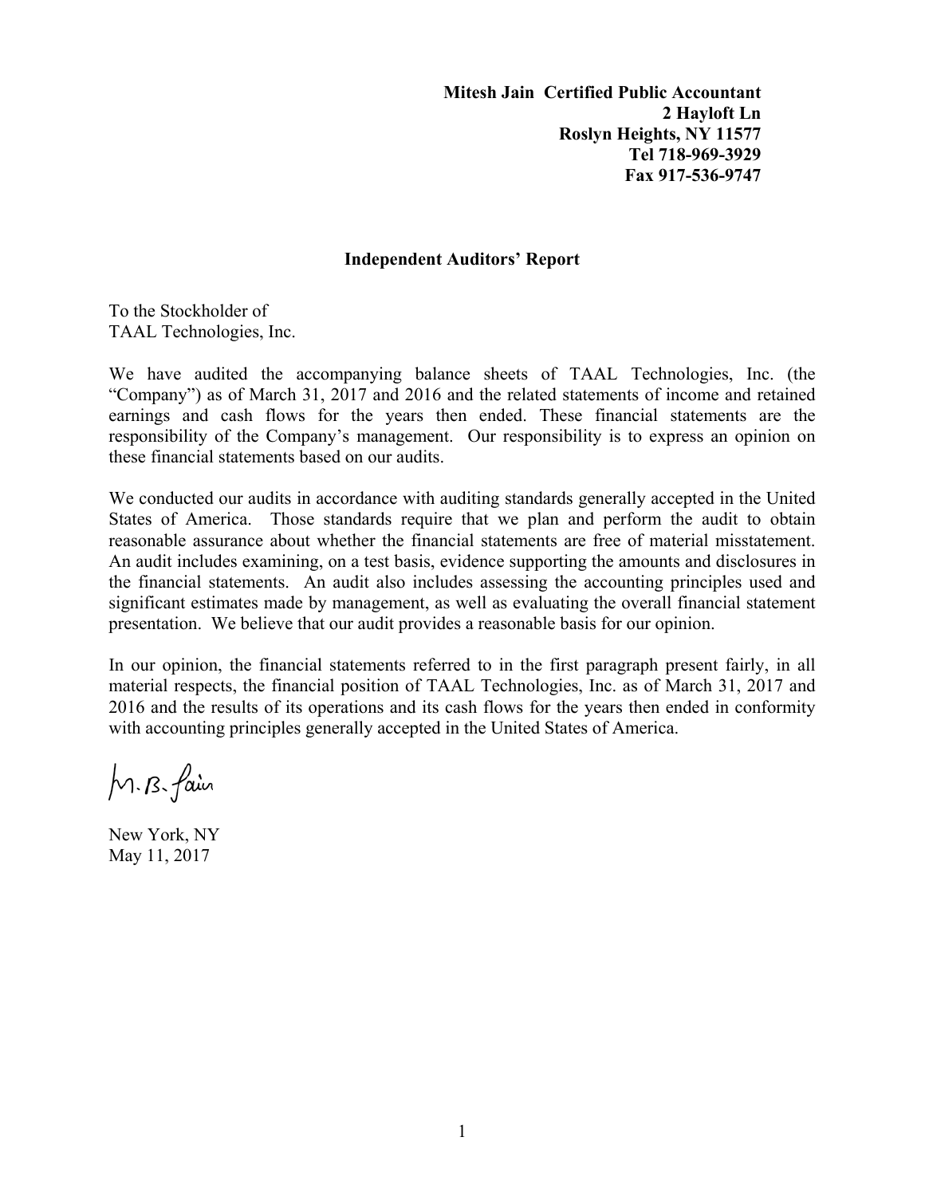**Mitesh Jain Certified Public Accountant**
**2 Hayloft Ln**
**Roslyn Heights, NY 11577**
**Tel 718-969-3929**
**Fax 917-536-9747**

## Independent Auditors' Report

To the Stockholder of
TAAL Technologies, Inc.

We have audited the accompanying balance sheets of TAAL Technologies, Inc. (the "Company") as of March 31, 2017 and 2016 and the related statements of income and retained earnings and cash flows for the years then ended. These financial statements are the responsibility of the Company's management. Our responsibility is to express an opinion on these financial statements based on our audits.

We conducted our audits in accordance with auditing standards generally accepted in the United States of America. Those standards require that we plan and perform the audit to obtain reasonable assurance about whether the financial statements are free of material misstatement. An audit includes examining, on a test basis, evidence supporting the amounts and disclosures in the financial statements. An audit also includes assessing the accounting principles used and significant estimates made by management, as well as evaluating the overall financial statement presentation. We believe that our audit provides a reasonable basis for our opinion.

In our opinion, the financial statements referred to in the first paragraph present fairly, in all material respects, the financial position of TAAL Technologies, Inc. as of March 31, 2017 and 2016 and the results of its operations and its cash flows for the years then ended in conformity with accounting principles generally accepted in the United States of America.

M. B. Jain

New York, NY
May 11, 2017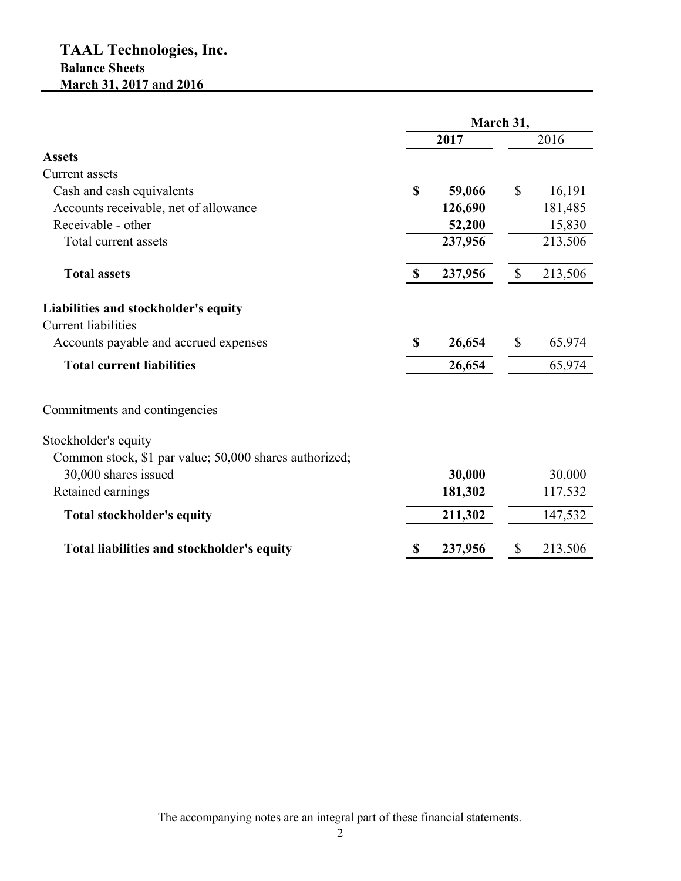# TAAL Technologies, Inc.

## Balance Sheets

### March 31, 2017 and 2016

| | March 31, | |
|---|---|---|
| | **2017** | 2016 |
| **Assets** | | |
| Current assets | | |
| Cash and cash equivalents | **$ 59,066** | $ 16,191 |
| Accounts receivable, net of allowance | **126,690** | 181,485 |
| Receivable - other | **52,200** | 15,830 |
| Total current assets | **237,956** | 213,506 |
| **Total assets** | **$ 237,956** | $ 213,506 |
| **Liabilities and stockholder's equity** | | |
| Current liabilities | | |
| Accounts payable and accrued expenses | **$ 26,654** | $ 65,974 |
| **Total current liabilities** | **26,654** | 65,974 |
| Commitments and contingencies | | |
| Stockholder's equity | | |
| Common stock, $1 par value; 50,000 shares authorized; 30,000 shares issued | **30,000** | 30,000 |
| Retained earnings | **181,302** | 117,532 |
| **Total stockholder's equity** | **211,302** | 147,532 |
| **Total liabilities and stockholder's equity** | **$ 237,956** | $ 213,506 |

The accompanying notes are an integral part of these financial statements.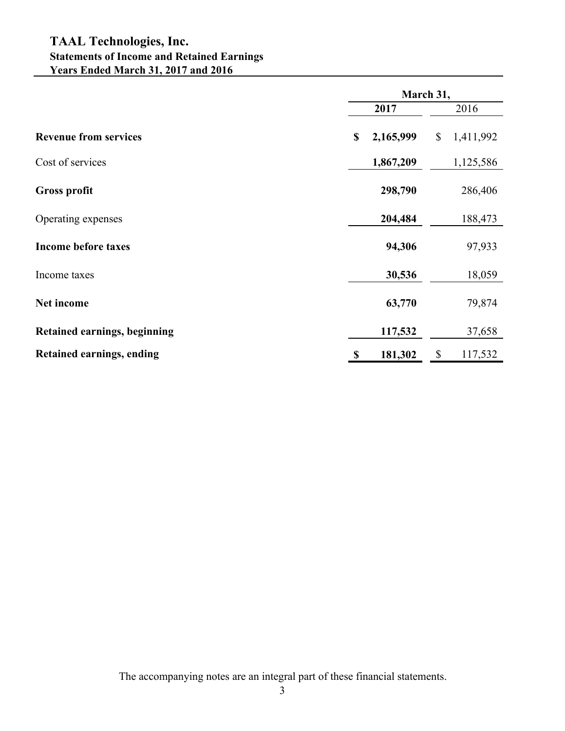# TAAL Technologies, Inc.

## Statements of Income and Retained Earnings

### Years Ended March 31, 2017 and 2016

| | March 31, | |
|---|---|---|
| | **2017** | 2016 |
| **Revenue from services** | **$ 2,165,999** | $ 1,411,992 |
| Cost of services | **1,867,209** | 1,125,586 |
| **Gross profit** | **298,790** | 286,406 |
| Operating expenses | **204,484** | 188,473 |
| **Income before taxes** | **94,306** | 97,933 |
| Income taxes | **30,536** | 18,059 |
| **Net income** | **63,770** | 79,874 |
| **Retained earnings, beginning** | **117,532** | 37,658 |
| **Retained earnings, ending** | **$ 181,302** | $ 117,532 |

The accompanying notes are an integral part of these financial statements.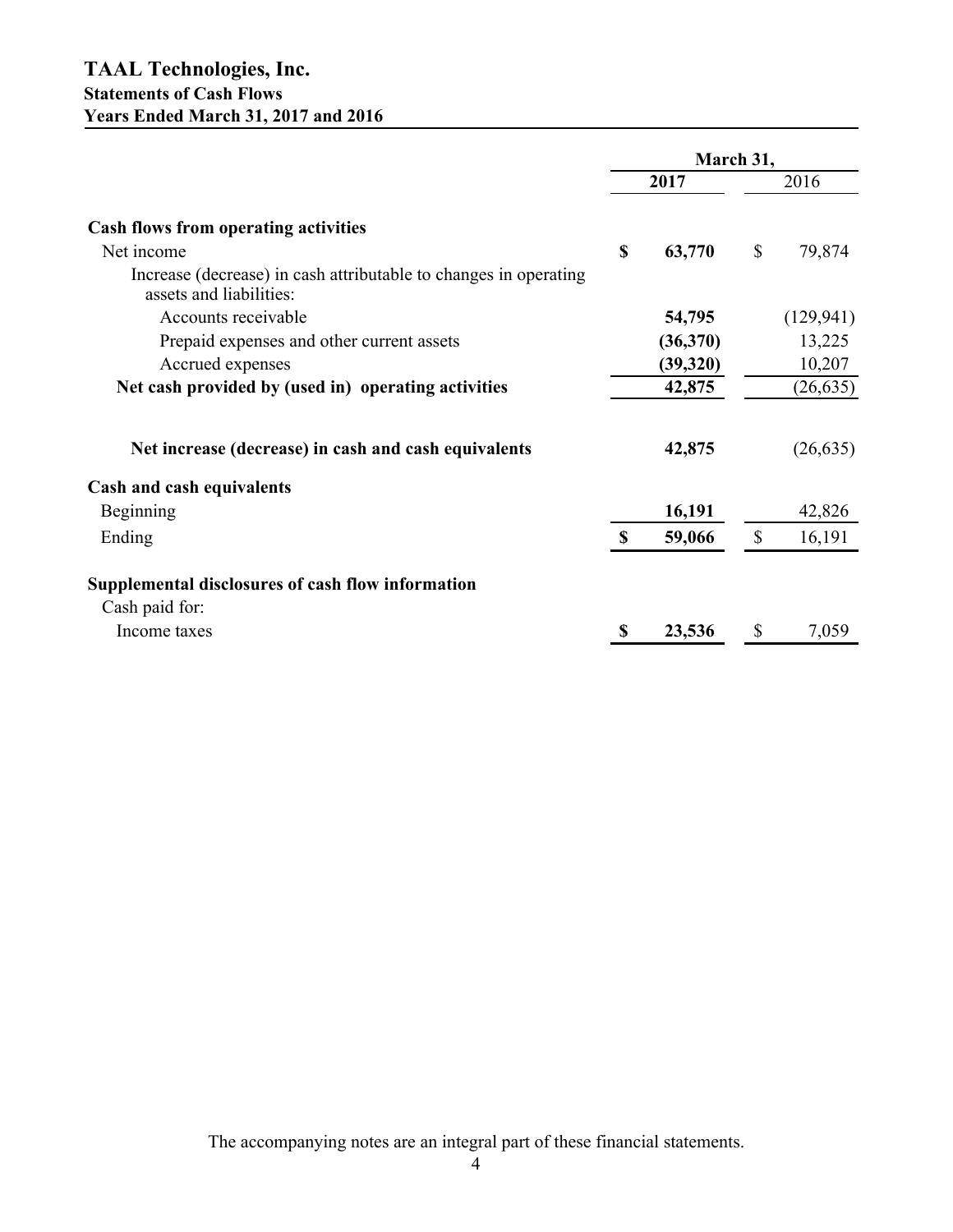# TAAL Technologies, Inc.

## Statements of Cash Flows

### Years Ended March 31, 2017 and 2016

| | March 31, 2017 | March 31, 2016 |
|---|---|---|
| **Cash flows from operating activities** | | |
| Net income | **$ 63,770** | $ 79,874 |
| Increase (decrease) in cash attributable to changes in operating assets and liabilities: | | |
| Accounts receivable | **54,795** | (129,941) |
| Prepaid expenses and other current assets | **(36,370)** | 13,225 |
| Accrued expenses | **(39,320)** | 10,207 |
| **Net cash provided by (used in) operating activities** | **42,875** | (26,635) |
| **Net increase (decrease) in cash and cash equivalents** | **42,875** | (26,635) |
| **Cash and cash equivalents** | | |
| Beginning | **16,191** | 42,826 |
| Ending | **$ 59,066** | $ 16,191 |
| **Supplemental disclosures of cash flow information** | | |
| Cash paid for: | | |
| Income taxes | **$ 23,536** | $ 7,059 |

The accompanying notes are an integral part of these financial statements.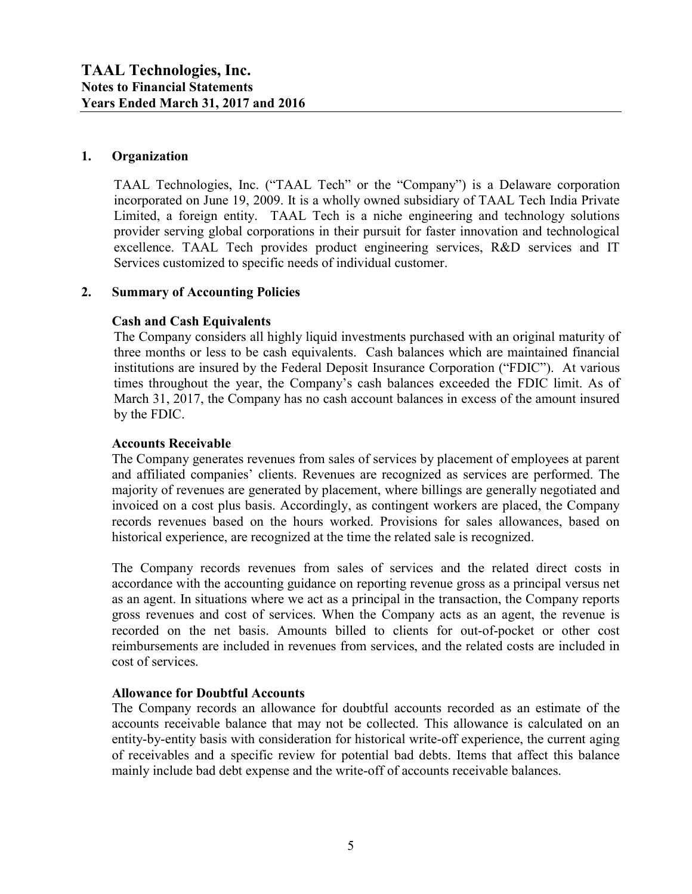# TAAL Technologies, Inc.
## Notes to Financial Statements
## Years Ended March 31, 2017 and 2016

### 1. Organization

TAAL Technologies, Inc. ("TAAL Tech" or the "Company") is a Delaware corporation incorporated on June 19, 2009. It is a wholly owned subsidiary of TAAL Tech India Private Limited, a foreign entity. TAAL Tech is a niche engineering and technology solutions provider serving global corporations in their pursuit for faster innovation and technological excellence. TAAL Tech provides product engineering services, R&D services and IT Services customized to specific needs of individual customer.

### 2. Summary of Accounting Policies

**Cash and Cash Equivalents**

The Company considers all highly liquid investments purchased with an original maturity of three months or less to be cash equivalents. Cash balances which are maintained financial institutions are insured by the Federal Deposit Insurance Corporation ("FDIC"). At various times throughout the year, the Company's cash balances exceeded the FDIC limit. As of March 31, 2017, the Company has no cash account balances in excess of the amount insured by the FDIC.

**Accounts Receivable**

The Company generates revenues from sales of services by placement of employees at parent and affiliated companies' clients. Revenues are recognized as services are performed. The majority of revenues are generated by placement, where billings are generally negotiated and invoiced on a cost plus basis. Accordingly, as contingent workers are placed, the Company records revenues based on the hours worked. Provisions for sales allowances, based on historical experience, are recognized at the time the related sale is recognized.

The Company records revenues from sales of services and the related direct costs in accordance with the accounting guidance on reporting revenue gross as a principal versus net as an agent. In situations where we act as a principal in the transaction, the Company reports gross revenues and cost of services. When the Company acts as an agent, the revenue is recorded on the net basis. Amounts billed to clients for out-of-pocket or other cost reimbursements are included in revenues from services, and the related costs are included in cost of services.

**Allowance for Doubtful Accounts**

The Company records an allowance for doubtful accounts recorded as an estimate of the accounts receivable balance that may not be collected. This allowance is calculated on an entity-by-entity basis with consideration for historical write-off experience, the current aging of receivables and a specific review for potential bad debts. Items that affect this balance mainly include bad debt expense and the write-off of accounts receivable balances.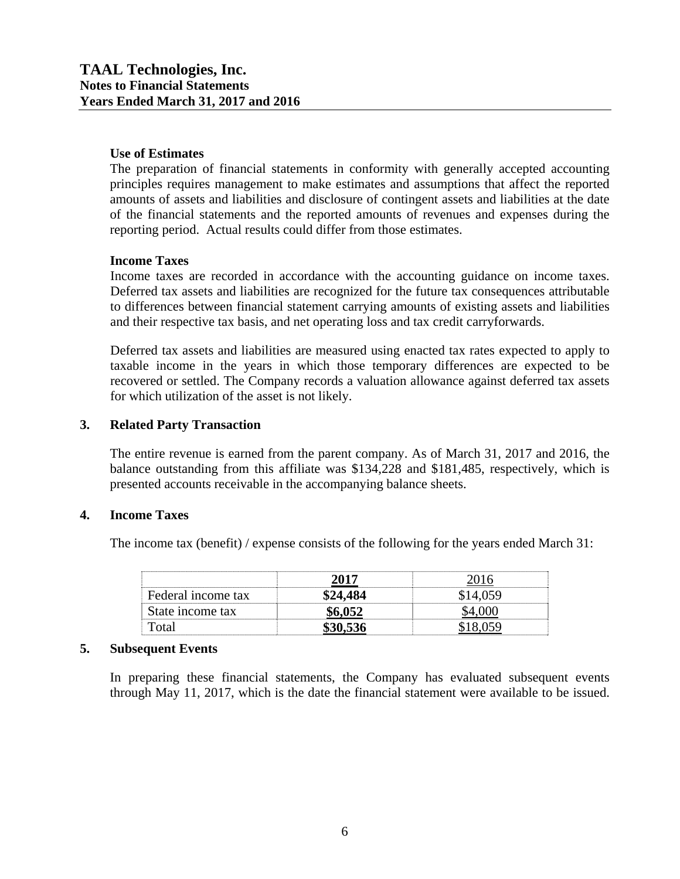# TAAL Technologies, Inc.
## Notes to Financial Statements
## Years Ended March 31, 2017 and 2016

**Use of Estimates**
The preparation of financial statements in conformity with generally accepted accounting principles requires management to make estimates and assumptions that affect the reported amounts of assets and liabilities and disclosure of contingent assets and liabilities at the date of the financial statements and the reported amounts of revenues and expenses during the reporting period. Actual results could differ from those estimates.

**Income Taxes**
Income taxes are recorded in accordance with the accounting guidance on income taxes. Deferred tax assets and liabilities are recognized for the future tax consequences attributable to differences between financial statement carrying amounts of existing assets and liabilities and their respective tax basis, and net operating loss and tax credit carryforwards.

Deferred tax assets and liabilities are measured using enacted tax rates expected to apply to taxable income in the years in which those temporary differences are expected to be recovered or settled. The Company records a valuation allowance against deferred tax assets for which utilization of the asset is not likely.

**3. Related Party Transaction**

The entire revenue is earned from the parent company. As of March 31, 2017 and 2016, the balance outstanding from this affiliate was $134,228 and $181,485, respectively, which is presented accounts receivable in the accompanying balance sheets.

**4. Income Taxes**

The income tax (benefit) / expense consists of the following for the years ended March 31:

| | **2017** | 2016 |
|---|---|---|
| Federal income tax | **$24,484** | $14,059 |
| State income tax | **$6,052** | $4,000 |
| Total | **$30,536** | $18,059 |

**5. Subsequent Events**

In preparing these financial statements, the Company has evaluated subsequent events through May 11, 2017, which is the date the financial statement were available to be issued.